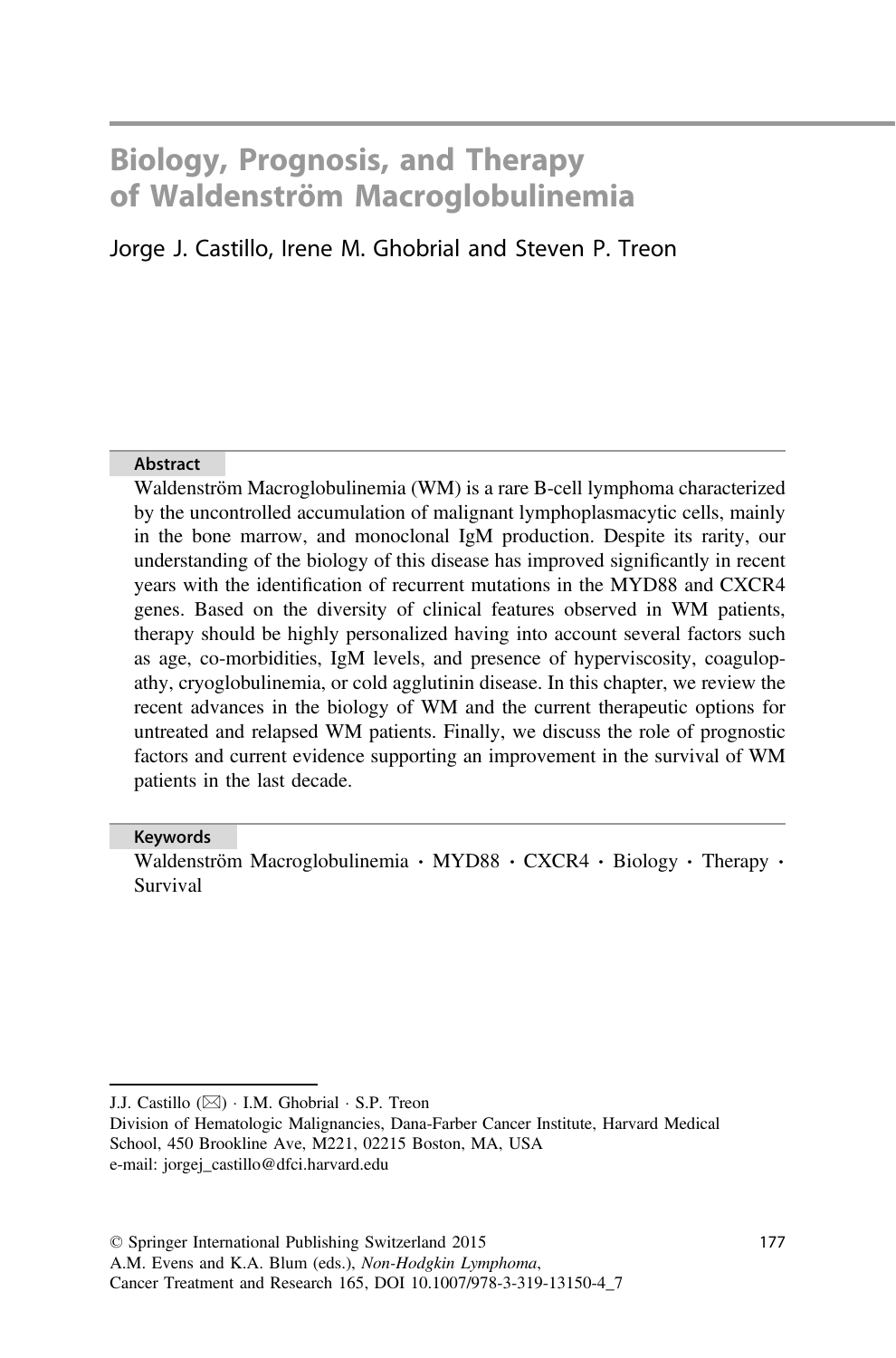# Biology, Prognosis, and Therapy of Waldenström Macroglobulinemia

Jorge J. Castillo, Irene M. Ghobrial and Steven P. Treon

## Abstract

Waldenström Macroglobulinemia (WM) is a rare B-cell lymphoma characterized by the uncontrolled accumulation of malignant lymphoplasmacytic cells, mainly in the bone marrow, and monoclonal IgM production. Despite its rarity, our understanding of the biology of this disease has improved significantly in recent years with the identification of recurrent mutations in the MYD88 and CXCR4 genes. Based on the diversity of clinical features observed in WM patients, therapy should be highly personalized having into account several factors such as age, co-morbidities, IgM levels, and presence of hyperviscosity, coagulopathy, cryoglobulinemia, or cold agglutinin disease. In this chapter, we review the recent advances in the biology of WM and the current therapeutic options for untreated and relapsed WM patients. Finally, we discuss the role of prognostic factors and current evidence supporting an improvement in the survival of WM patients in the last decade.

## Keywords

Waldenström Macroglobulinemia · MYD88 · CXCR4 · Biology · Therapy · Survival

---

J.J. Castillo (✉) · I.M. Ghobrial · S.P. Treon
Division of Hematologic Malignancies, Dana-Farber Cancer Institute, Harvard Medical School, 450 Brookline Ave, M221, 02215 Boston, MA, USA
e-mail: jorgej_castillo@dfci.harvard.edu

© Springer International Publishing Switzerland 2015
A.M. Evens and K.A. Blum (eds.), *Non-Hodgkin Lymphoma*,
Cancer Treatment and Research 165, DOI 10.1007/978-3-319-13150-4_7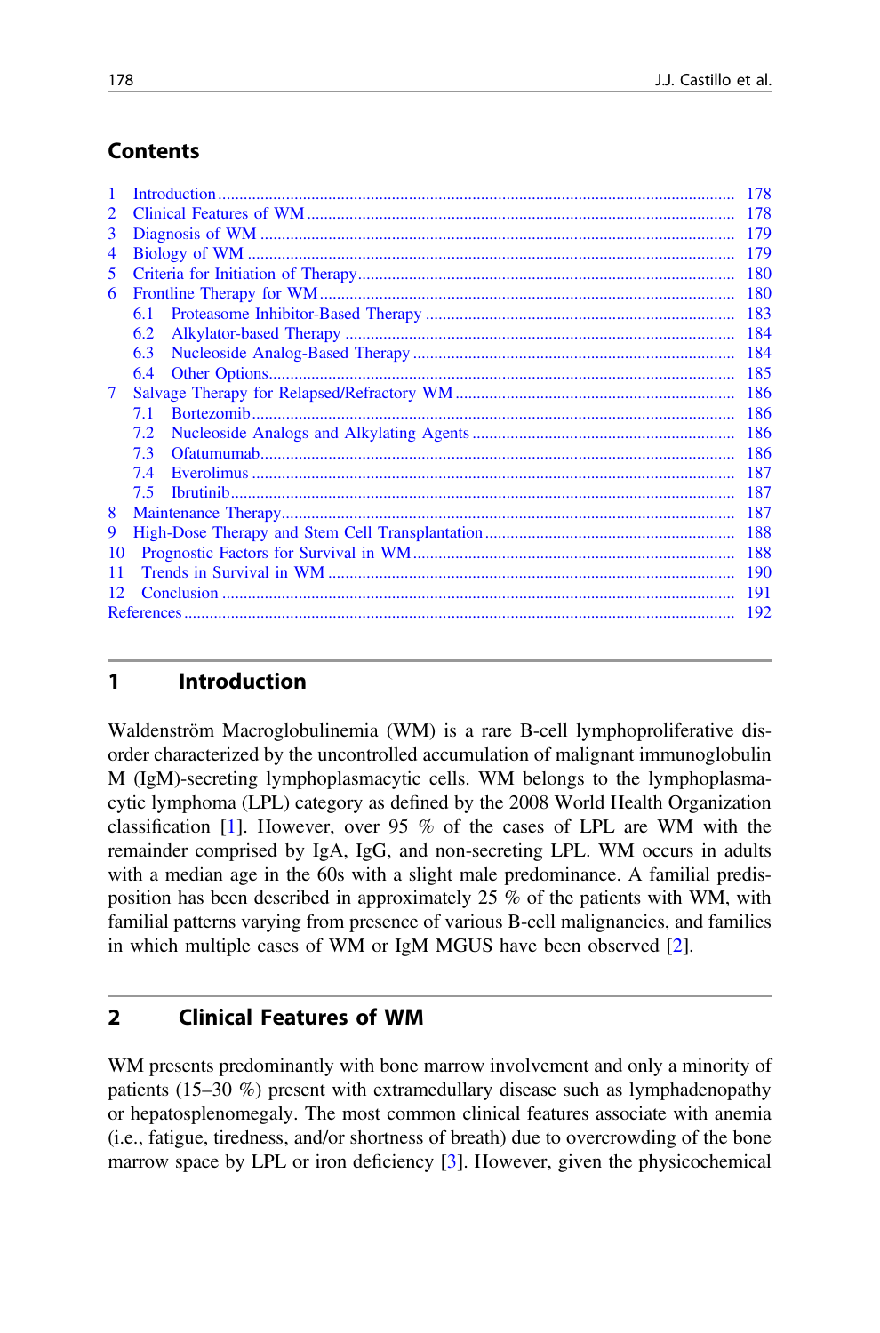## Contents

| | | |
|---|---|---|
| 1 | Introduction | 178 |
| 2 | Clinical Features of WM | 178 |
| 3 | Diagnosis of WM | 179 |
| 4 | Biology of WM | 179 |
| 5 | Criteria for Initiation of Therapy | 180 |
| 6 | Frontline Therapy for WM | 180 |
| | 6.1 Proteasome Inhibitor-Based Therapy | 183 |
| | 6.2 Alkylator-based Therapy | 184 |
| | 6.3 Nucleoside Analog-Based Therapy | 184 |
| | 6.4 Other Options | 185 |
| 7 | Salvage Therapy for Relapsed/Refractory WM | 186 |
| | 7.1 Bortezomib | 186 |
| | 7.2 Nucleoside Analogs and Alkylating Agents | 186 |
| | 7.3 Ofatumumab | 186 |
| | 7.4 Everolimus | 187 |
| | 7.5 Ibrutinib | 187 |
| 8 | Maintenance Therapy | 187 |
| 9 | High-Dose Therapy and Stem Cell Transplantation | 188 |
| 10 | Prognostic Factors for Survival in WM | 188 |
| 11 | Trends in Survival in WM | 190 |
| 12 | Conclusion | 191 |
| | References | 192 |

## 1 Introduction

Waldenström Macroglobulinemia (WM) is a rare B-cell lymphoproliferative disorder characterized by the uncontrolled accumulation of malignant immunoglobulin M (IgM)-secreting lymphoplasmacytic cells. WM belongs to the lymphoplasmacytic lymphoma (LPL) category as defined by the 2008 World Health Organization classification [1]. However, over 95 % of the cases of LPL are WM with the remainder comprised by IgA, IgG, and non-secreting LPL. WM occurs in adults with a median age in the 60s with a slight male predominance. A familial predisposition has been described in approximately 25 % of the patients with WM, with familial patterns varying from presence of various B-cell malignancies, and families in which multiple cases of WM or IgM MGUS have been observed [2].

## 2 Clinical Features of WM

WM presents predominantly with bone marrow involvement and only a minority of patients (15–30 %) present with extramedullary disease such as lymphadenopathy or hepatosplenomegaly. The most common clinical features associate with anemia (i.e., fatigue, tiredness, and/or shortness of breath) due to overcrowding of the bone marrow space by LPL or iron deficiency [3]. However, given the physicochemical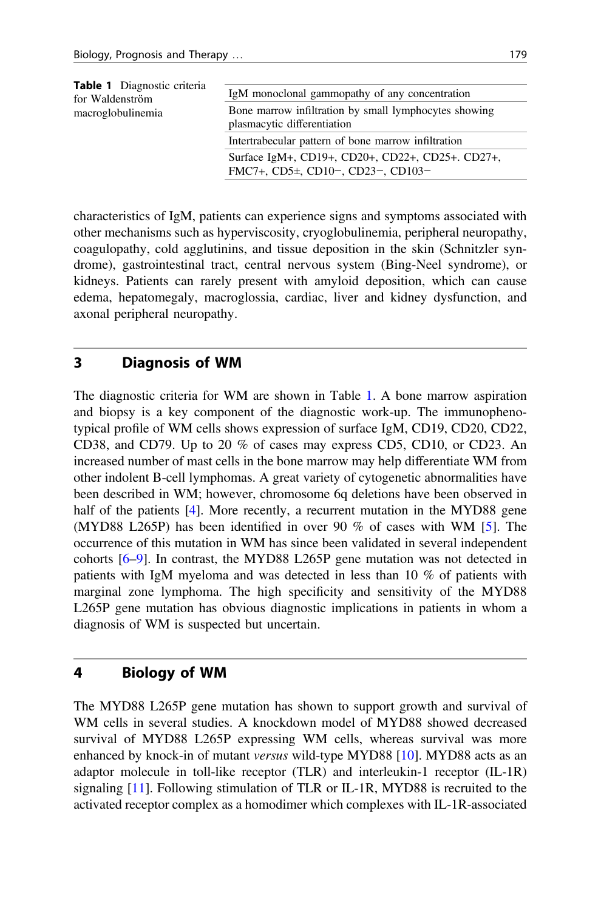**Table 1** Diagnostic criteria for Waldenström macroglobulinemia

| |
|---|
| IgM monoclonal gammopathy of any concentration |
| Bone marrow infiltration by small lymphocytes showing plasmacytic differentiation |
| Intertrabecular pattern of bone marrow infiltration |
| Surface IgM+, CD19+, CD20+, CD22+, CD25+. CD27+, FMC7+, CD5±, CD10−, CD23−, CD103− |

characteristics of IgM, patients can experience signs and symptoms associated with other mechanisms such as hyperviscosity, cryoglobulinemia, peripheral neuropathy, coagulopathy, cold agglutinins, and tissue deposition in the skin (Schnitzler syndrome), gastrointestinal tract, central nervous system (Bing-Neel syndrome), or kidneys. Patients can rarely present with amyloid deposition, which can cause edema, hepatomegaly, macroglossia, cardiac, liver and kidney dysfunction, and axonal peripheral neuropathy.

## 3 Diagnosis of WM

The diagnostic criteria for WM are shown in Table 1. A bone marrow aspiration and biopsy is a key component of the diagnostic work-up. The immunophenotypical profile of WM cells shows expression of surface IgM, CD19, CD20, CD22, CD38, and CD79. Up to 20 % of cases may express CD5, CD10, or CD23. An increased number of mast cells in the bone marrow may help differentiate WM from other indolent B-cell lymphomas. A great variety of cytogenetic abnormalities have been described in WM; however, chromosome 6q deletions have been observed in half of the patients [4]. More recently, a recurrent mutation in the MYD88 gene (MYD88 L265P) has been identified in over 90 % of cases with WM [5]. The occurrence of this mutation in WM has since been validated in several independent cohorts [6–9]. In contrast, the MYD88 L265P gene mutation was not detected in patients with IgM myeloma and was detected in less than 10 % of patients with marginal zone lymphoma. The high specificity and sensitivity of the MYD88 L265P gene mutation has obvious diagnostic implications in patients in whom a diagnosis of WM is suspected but uncertain.

## 4 Biology of WM

The MYD88 L265P gene mutation has shown to support growth and survival of WM cells in several studies. A knockdown model of MYD88 showed decreased survival of MYD88 L265P expressing WM cells, whereas survival was more enhanced by knock-in of mutant *versus* wild-type MYD88 [10]. MYD88 acts as an adaptor molecule in toll-like receptor (TLR) and interleukin-1 receptor (IL-1R) signaling [11]. Following stimulation of TLR or IL-1R, MYD88 is recruited to the activated receptor complex as a homodimer which complexes with IL-1R-associated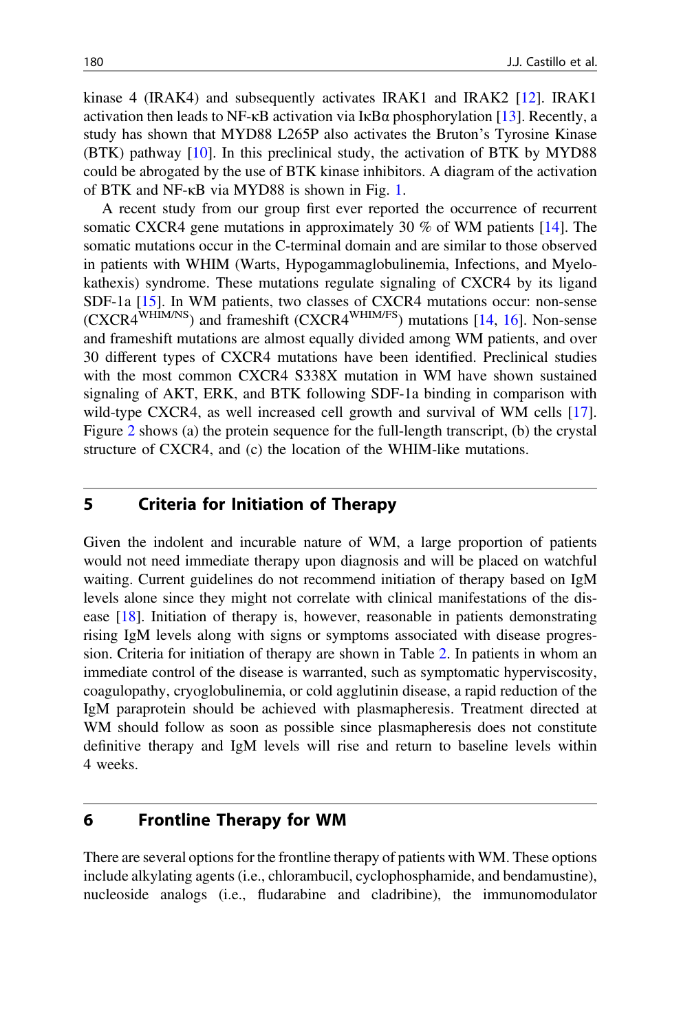kinase 4 (IRAK4) and subsequently activates IRAK1 and IRAK2 [12]. IRAK1 activation then leads to NF-κB activation via IκBα phosphorylation [13]. Recently, a study has shown that MYD88 L265P also activates the Bruton's Tyrosine Kinase (BTK) pathway [10]. In this preclinical study, the activation of BTK by MYD88 could be abrogated by the use of BTK kinase inhibitors. A diagram of the activation of BTK and NF-κB via MYD88 is shown in Fig. 1.

A recent study from our group first ever reported the occurrence of recurrent somatic CXCR4 gene mutations in approximately 30 % of WM patients [14]. The somatic mutations occur in the C-terminal domain and are similar to those observed in patients with WHIM (Warts, Hypogammaglobulinemia, Infections, and Myelokathexis) syndrome. These mutations regulate signaling of CXCR4 by its ligand SDF-1a [15]. In WM patients, two classes of CXCR4 mutations occur: non-sense ($CXCR4^{WHIM/NS}$) and frameshift ($CXCR4^{WHIM/FS}$) mutations [14, 16]. Non-sense and frameshift mutations are almost equally divided among WM patients, and over 30 different types of CXCR4 mutations have been identified. Preclinical studies with the most common CXCR4 S338X mutation in WM have shown sustained signaling of AKT, ERK, and BTK following SDF-1a binding in comparison with wild-type CXCR4, as well increased cell growth and survival of WM cells [17]. Figure 2 shows (a) the protein sequence for the full-length transcript, (b) the crystal structure of CXCR4, and (c) the location of the WHIM-like mutations.

## 5 Criteria for Initiation of Therapy

Given the indolent and incurable nature of WM, a large proportion of patients would not need immediate therapy upon diagnosis and will be placed on watchful waiting. Current guidelines do not recommend initiation of therapy based on IgM levels alone since they might not correlate with clinical manifestations of the disease [18]. Initiation of therapy is, however, reasonable in patients demonstrating rising IgM levels along with signs or symptoms associated with disease progression. Criteria for initiation of therapy are shown in Table 2. In patients in whom an immediate control of the disease is warranted, such as symptomatic hyperviscosity, coagulopathy, cryoglobulinemia, or cold agglutinin disease, a rapid reduction of the IgM paraprotein should be achieved with plasmapheresis. Treatment directed at WM should follow as soon as possible since plasmapheresis does not constitute definitive therapy and IgM levels will rise and return to baseline levels within 4 weeks.

## 6 Frontline Therapy for WM

There are several options for the frontline therapy of patients with WM. These options include alkylating agents (i.e., chlorambucil, cyclophosphamide, and bendamustine), nucleoside analogs (i.e., fludarabine and cladribine), the immunomodulator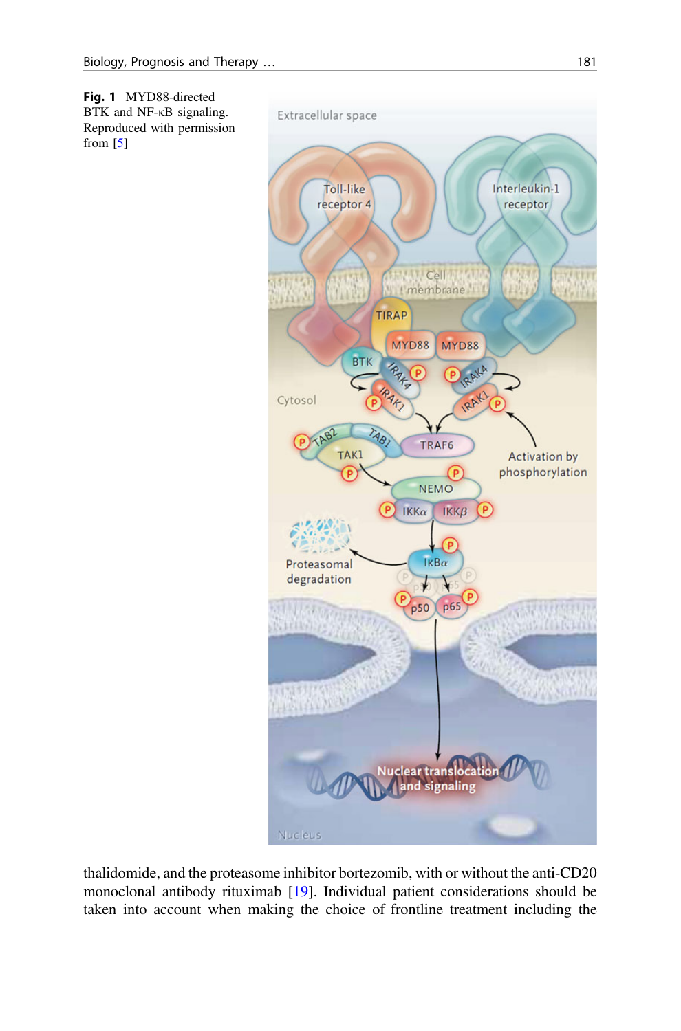**Fig. 1** MYD88-directed BTK and NF-κB signaling. Reproduced with permission from [5]

thalidomide, and the proteasome inhibitor bortezomib, with or without the anti-CD20 monoclonal antibody rituximab [19]. Individual patient considerations should be taken into account when making the choice of frontline treatment including the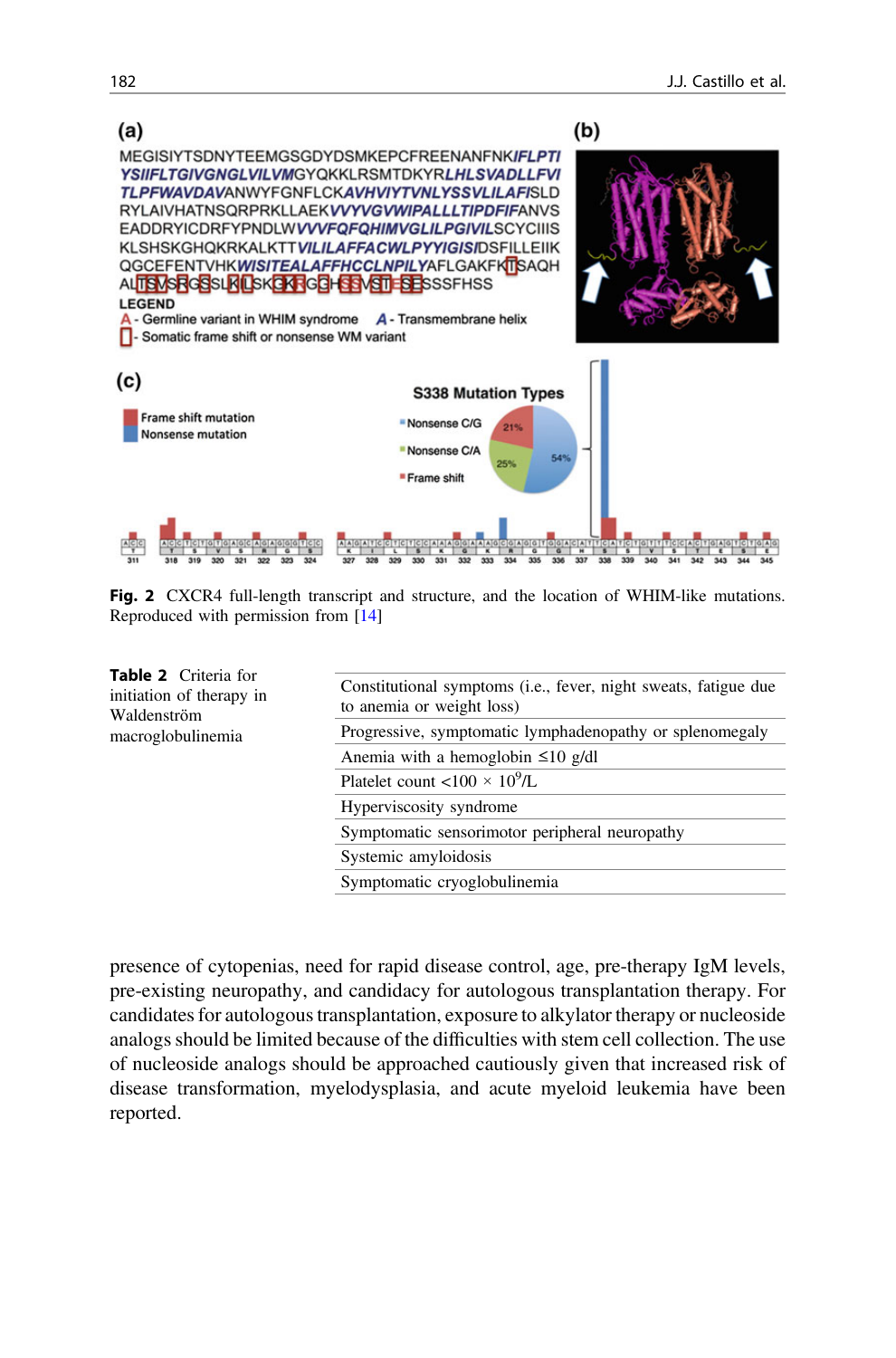**Fig. 2** CXCR4 full-length transcript and structure, and the location of WHIM-like mutations. Reproduced with permission from [14]

**Table 2** Criteria for initiation of therapy in Waldenström macroglobulinemia

| Criteria |
|---|
| Constitutional symptoms (i.e., fever, night sweats, fatigue due to anemia or weight loss) |
| Progressive, symptomatic lymphadenopathy or splenomegaly |
| Anemia with a hemoglobin ≤10 g/dl |
| Platelet count <100 × $10^9$/L |
| Hyperviscosity syndrome |
| Symptomatic sensorimotor peripheral neuropathy |
| Systemic amyloidosis |
| Symptomatic cryoglobulinemia |

presence of cytopenias, need for rapid disease control, age, pre-therapy IgM levels, pre-existing neuropathy, and candidacy for autologous transplantation therapy. For candidates for autologous transplantation, exposure to alkylator therapy or nucleoside analogs should be limited because of the difficulties with stem cell collection. The use of nucleoside analogs should be approached cautiously given that increased risk of disease transformation, myelodysplasia, and acute myeloid leukemia have been reported.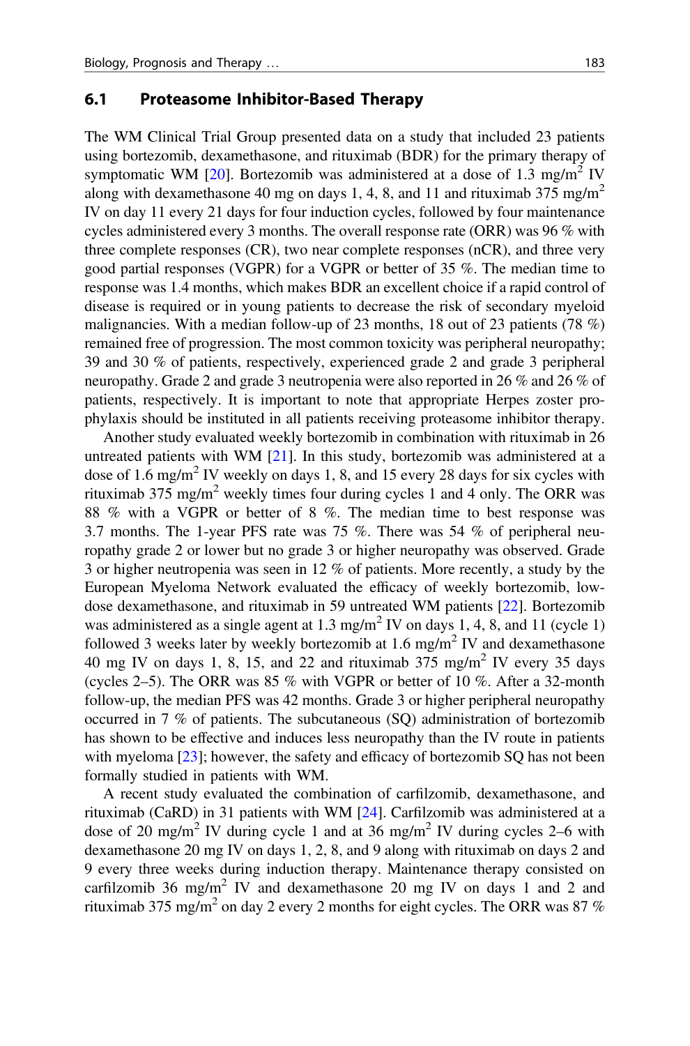## 6.1 Proteasome Inhibitor-Based Therapy

The WM Clinical Trial Group presented data on a study that included 23 patients using bortezomib, dexamethasone, and rituximab (BDR) for the primary therapy of symptomatic WM [20]. Bortezomib was administered at a dose of 1.3 mg/m$^2$ IV along with dexamethasone 40 mg on days 1, 4, 8, and 11 and rituximab 375 mg/m$^2$ IV on day 11 every 21 days for four induction cycles, followed by four maintenance cycles administered every 3 months. The overall response rate (ORR) was 96 % with three complete responses (CR), two near complete responses (nCR), and three very good partial responses (VGPR) for a VGPR or better of 35 %. The median time to response was 1.4 months, which makes BDR an excellent choice if a rapid control of disease is required or in young patients to decrease the risk of secondary myeloid malignancies. With a median follow-up of 23 months, 18 out of 23 patients (78 %) remained free of progression. The most common toxicity was peripheral neuropathy; 39 and 30 % of patients, respectively, experienced grade 2 and grade 3 peripheral neuropathy. Grade 2 and grade 3 neutropenia were also reported in 26 % and 26 % of patients, respectively. It is important to note that appropriate Herpes zoster prophylaxis should be instituted in all patients receiving proteasome inhibitor therapy.

Another study evaluated weekly bortezomib in combination with rituximab in 26 untreated patients with WM [21]. In this study, bortezomib was administered at a dose of 1.6 mg/m$^2$ IV weekly on days 1, 8, and 15 every 28 days for six cycles with rituximab 375 mg/m$^2$ weekly times four during cycles 1 and 4 only. The ORR was 88 % with a VGPR or better of 8 %. The median time to best response was 3.7 months. The 1-year PFS rate was 75 %. There was 54 % of peripheral neuropathy grade 2 or lower but no grade 3 or higher neuropathy was observed. Grade 3 or higher neutropenia was seen in 12 % of patients. More recently, a study by the European Myeloma Network evaluated the efficacy of weekly bortezomib, low-dose dexamethasone, and rituximab in 59 untreated WM patients [22]. Bortezomib was administered as a single agent at 1.3 mg/m$^2$ IV on days 1, 4, 8, and 11 (cycle 1) followed 3 weeks later by weekly bortezomib at 1.6 mg/m$^2$ IV and dexamethasone 40 mg IV on days 1, 8, 15, and 22 and rituximab 375 mg/m$^2$ IV every 35 days (cycles 2–5). The ORR was 85 % with VGPR or better of 10 %. After a 32-month follow-up, the median PFS was 42 months. Grade 3 or higher peripheral neuropathy occurred in 7 % of patients. The subcutaneous (SQ) administration of bortezomib has shown to be effective and induces less neuropathy than the IV route in patients with myeloma [23]; however, the safety and efficacy of bortezomib SQ has not been formally studied in patients with WM.

A recent study evaluated the combination of carfilzomib, dexamethasone, and rituximab (CaRD) in 31 patients with WM [24]. Carfilzomib was administered at a dose of 20 mg/m$^2$ IV during cycle 1 and at 36 mg/m$^2$ IV during cycles 2–6 with dexamethasone 20 mg IV on days 1, 2, 8, and 9 along with rituximab on days 2 and 9 every three weeks during induction therapy. Maintenance therapy consisted on carfilzomib 36 mg/m$^2$ IV and dexamethasone 20 mg IV on days 1 and 2 and rituximab 375 mg/m$^2$ on day 2 every 2 months for eight cycles. The ORR was 87 %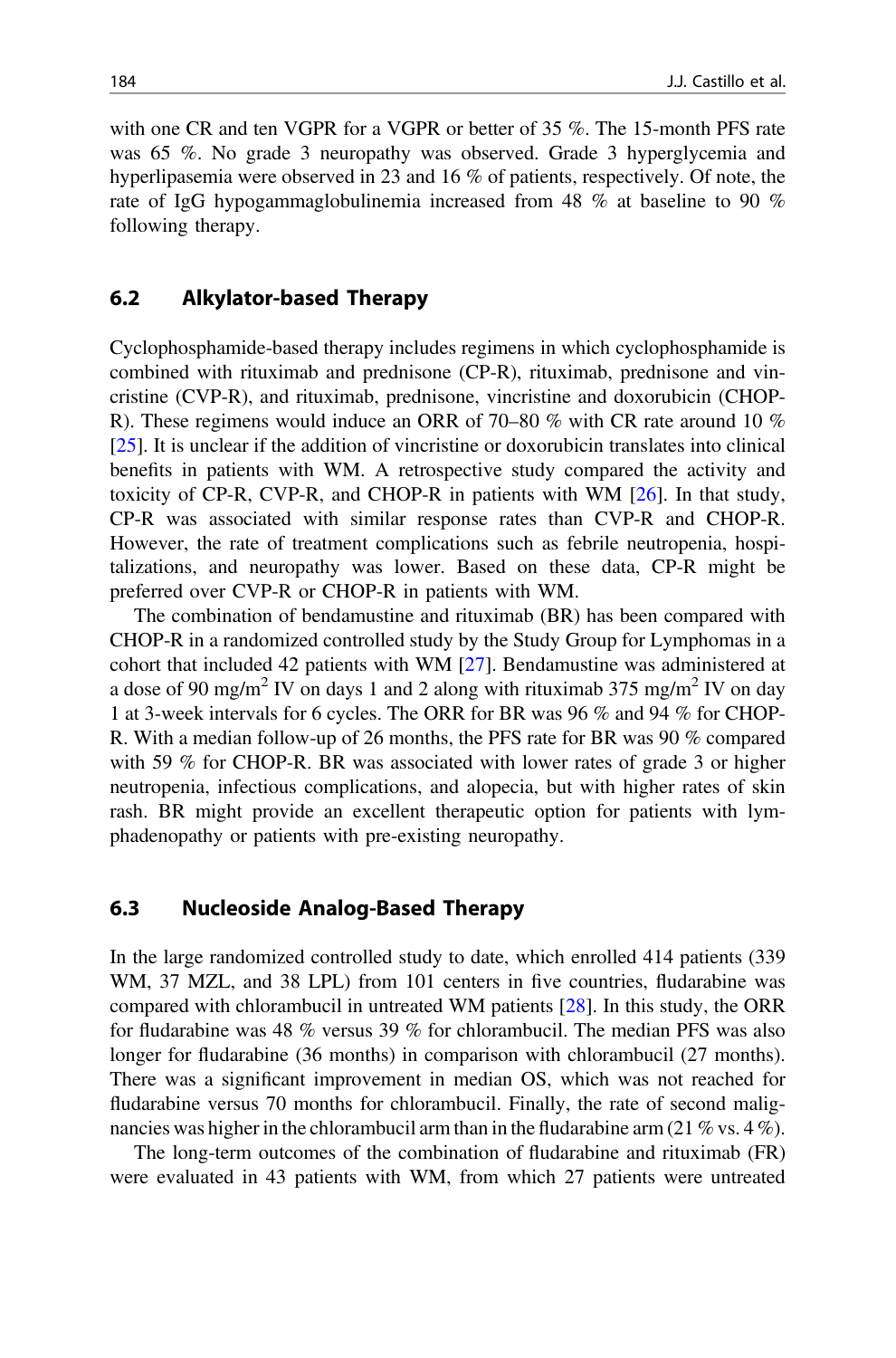with one CR and ten VGPR for a VGPR or better of 35 %. The 15-month PFS rate was 65 %. No grade 3 neuropathy was observed. Grade 3 hyperglycemia and hyperlipasemia were observed in 23 and 16 % of patients, respectively. Of note, the rate of IgG hypogammaglobulinemia increased from 48 % at baseline to 90 % following therapy.

### 6.2 Alkylator-based Therapy

Cyclophosphamide-based therapy includes regimens in which cyclophosphamide is combined with rituximab and prednisone (CP-R), rituximab, prednisone and vincristine (CVP-R), and rituximab, prednisone, vincristine and doxorubicin (CHOP-R). These regimens would induce an ORR of 70–80 % with CR rate around 10 % [25]. It is unclear if the addition of vincristine or doxorubicin translates into clinical benefits in patients with WM. A retrospective study compared the activity and toxicity of CP-R, CVP-R, and CHOP-R in patients with WM [26]. In that study, CP-R was associated with similar response rates than CVP-R and CHOP-R. However, the rate of treatment complications such as febrile neutropenia, hospitalizations, and neuropathy was lower. Based on these data, CP-R might be preferred over CVP-R or CHOP-R in patients with WM.

The combination of bendamustine and rituximab (BR) has been compared with CHOP-R in a randomized controlled study by the Study Group for Lymphomas in a cohort that included 42 patients with WM [27]. Bendamustine was administered at a dose of 90 mg/m$^2$ IV on days 1 and 2 along with rituximab 375 mg/m$^2$ IV on day 1 at 3-week intervals for 6 cycles. The ORR for BR was 96 % and 94 % for CHOP-R. With a median follow-up of 26 months, the PFS rate for BR was 90 % compared with 59 % for CHOP-R. BR was associated with lower rates of grade 3 or higher neutropenia, infectious complications, and alopecia, but with higher rates of skin rash. BR might provide an excellent therapeutic option for patients with lymphadenopathy or patients with pre-existing neuropathy.

### 6.3 Nucleoside Analog-Based Therapy

In the large randomized controlled study to date, which enrolled 414 patients (339 WM, 37 MZL, and 38 LPL) from 101 centers in five countries, fludarabine was compared with chlorambucil in untreated WM patients [28]. In this study, the ORR for fludarabine was 48 % versus 39 % for chlorambucil. The median PFS was also longer for fludarabine (36 months) in comparison with chlorambucil (27 months). There was a significant improvement in median OS, which was not reached for fludarabine versus 70 months for chlorambucil. Finally, the rate of second malignancies was higher in the chlorambucil arm than in the fludarabine arm (21 % vs. 4 %).

The long-term outcomes of the combination of fludarabine and rituximab (FR) were evaluated in 43 patients with WM, from which 27 patients were untreated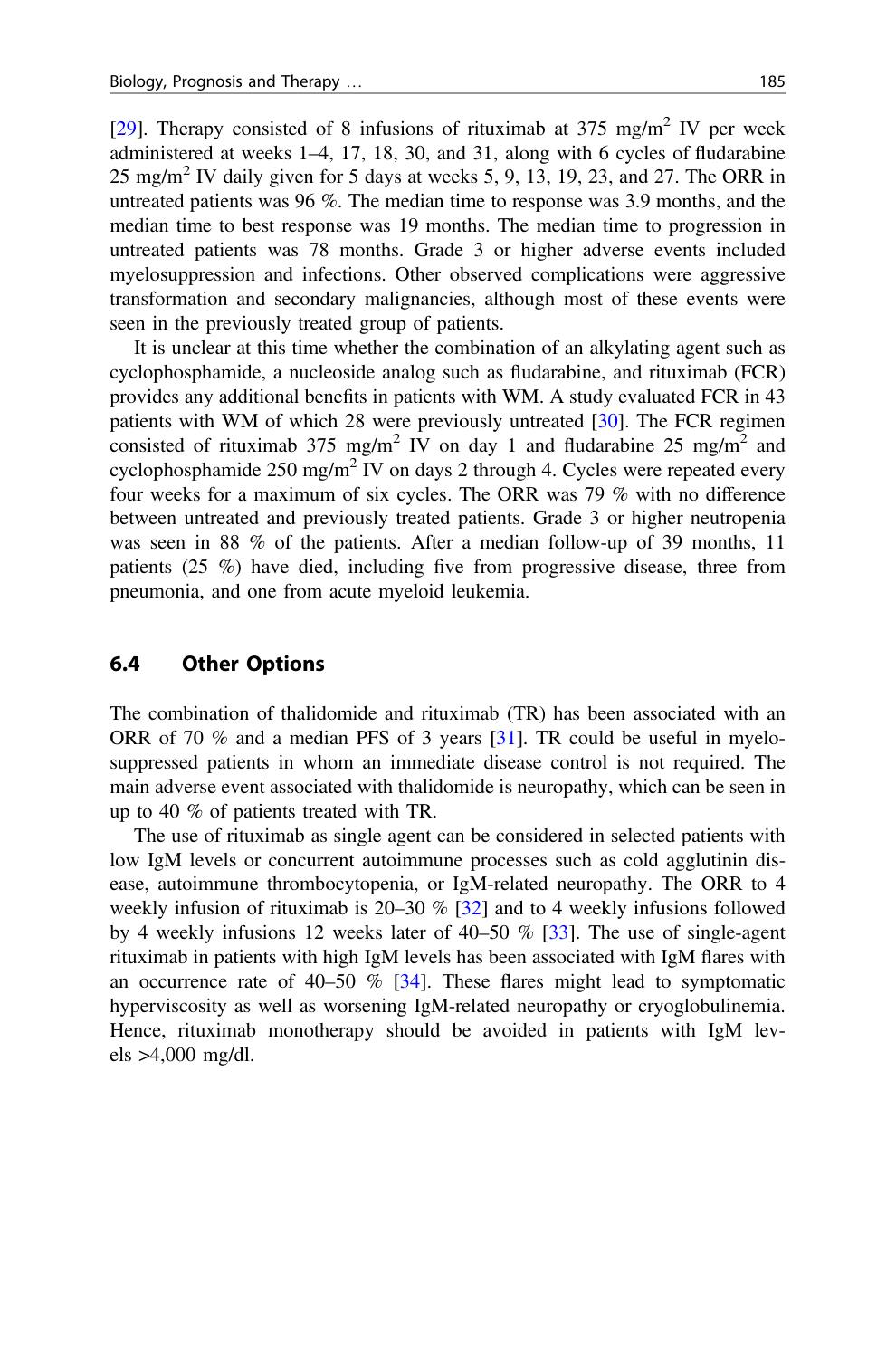[29]. Therapy consisted of 8 infusions of rituximab at 375 mg/m$^2$ IV per week administered at weeks 1–4, 17, 18, 30, and 31, along with 6 cycles of fludarabine 25 mg/m$^2$ IV daily given for 5 days at weeks 5, 9, 13, 19, 23, and 27. The ORR in untreated patients was 96 %. The median time to response was 3.9 months, and the median time to best response was 19 months. The median time to progression in untreated patients was 78 months. Grade 3 or higher adverse events included myelosuppression and infections. Other observed complications were aggressive transformation and secondary malignancies, although most of these events were seen in the previously treated group of patients.

It is unclear at this time whether the combination of an alkylating agent such as cyclophosphamide, a nucleoside analog such as fludarabine, and rituximab (FCR) provides any additional benefits in patients with WM. A study evaluated FCR in 43 patients with WM of which 28 were previously untreated [30]. The FCR regimen consisted of rituximab 375 mg/m$^2$ IV on day 1 and fludarabine 25 mg/m$^2$ and cyclophosphamide 250 mg/m$^2$ IV on days 2 through 4. Cycles were repeated every four weeks for a maximum of six cycles. The ORR was 79 % with no difference between untreated and previously treated patients. Grade 3 or higher neutropenia was seen in 88 % of the patients. After a median follow-up of 39 months, 11 patients (25 %) have died, including five from progressive disease, three from pneumonia, and one from acute myeloid leukemia.

### 6.4 Other Options

The combination of thalidomide and rituximab (TR) has been associated with an ORR of 70 % and a median PFS of 3 years [31]. TR could be useful in myelosuppressed patients in whom an immediate disease control is not required. The main adverse event associated with thalidomide is neuropathy, which can be seen in up to 40 % of patients treated with TR.

The use of rituximab as single agent can be considered in selected patients with low IgM levels or concurrent autoimmune processes such as cold agglutinin disease, autoimmune thrombocytopenia, or IgM-related neuropathy. The ORR to 4 weekly infusion of rituximab is 20–30 % [32] and to 4 weekly infusions followed by 4 weekly infusions 12 weeks later of 40–50 % [33]. The use of single-agent rituximab in patients with high IgM levels has been associated with IgM flares with an occurrence rate of 40–50 % [34]. These flares might lead to symptomatic hyperviscosity as well as worsening IgM-related neuropathy or cryoglobulinemia. Hence, rituximab monotherapy should be avoided in patients with IgM levels >4,000 mg/dl.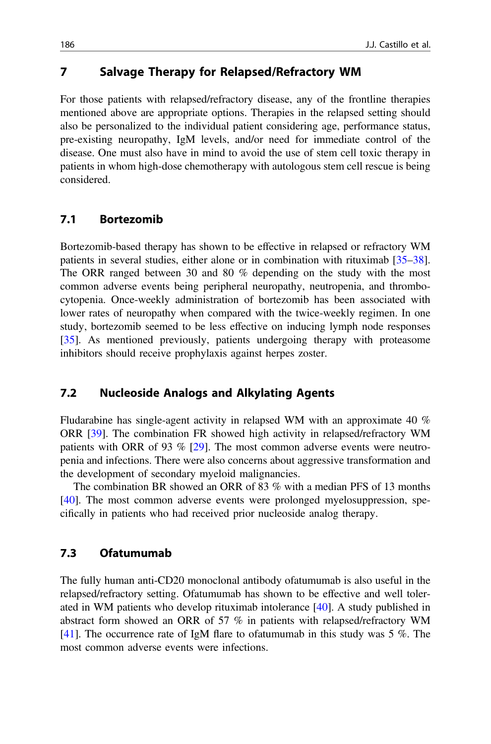## 7 Salvage Therapy for Relapsed/Refractory WM

For those patients with relapsed/refractory disease, any of the frontline therapies mentioned above are appropriate options. Therapies in the relapsed setting should also be personalized to the individual patient considering age, performance status, pre-existing neuropathy, IgM levels, and/or need for immediate control of the disease. One must also have in mind to avoid the use of stem cell toxic therapy in patients in whom high-dose chemotherapy with autologous stem cell rescue is being considered.

### 7.1 Bortezomib

Bortezomib-based therapy has shown to be effective in relapsed or refractory WM patients in several studies, either alone or in combination with rituximab [35–38]. The ORR ranged between 30 and 80 % depending on the study with the most common adverse events being peripheral neuropathy, neutropenia, and thrombocytopenia. Once-weekly administration of bortezomib has been associated with lower rates of neuropathy when compared with the twice-weekly regimen. In one study, bortezomib seemed to be less effective on inducing lymph node responses [35]. As mentioned previously, patients undergoing therapy with proteasome inhibitors should receive prophylaxis against herpes zoster.

### 7.2 Nucleoside Analogs and Alkylating Agents

Fludarabine has single-agent activity in relapsed WM with an approximate 40 % ORR [39]. The combination FR showed high activity in relapsed/refractory WM patients with ORR of 93 % [29]. The most common adverse events were neutropenia and infections. There were also concerns about aggressive transformation and the development of secondary myeloid malignancies.

The combination BR showed an ORR of 83 % with a median PFS of 13 months [40]. The most common adverse events were prolonged myelosuppression, specifically in patients who had received prior nucleoside analog therapy.

### 7.3 Ofatumumab

The fully human anti-CD20 monoclonal antibody ofatumumab is also useful in the relapsed/refractory setting. Ofatumumab has shown to be effective and well tolerated in WM patients who develop rituximab intolerance [40]. A study published in abstract form showed an ORR of 57 % in patients with relapsed/refractory WM [41]. The occurrence rate of IgM flare to ofatumumab in this study was 5 %. The most common adverse events were infections.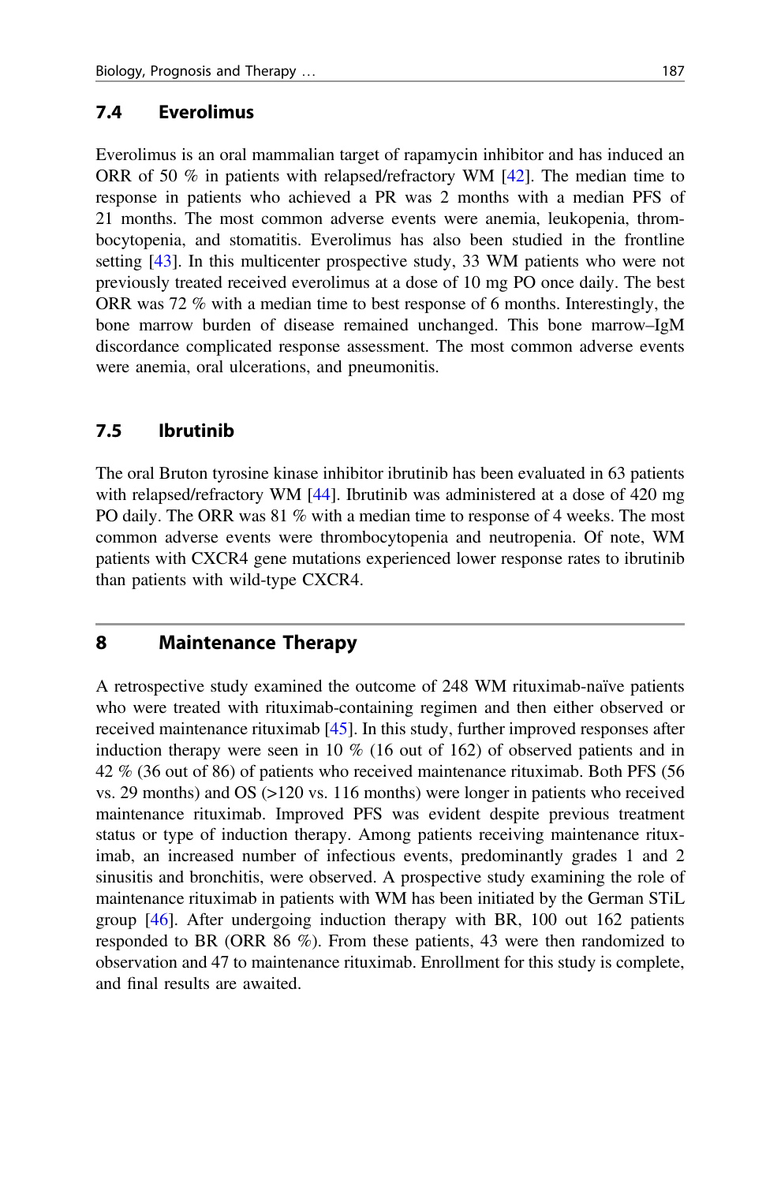### 7.4 Everolimus

Everolimus is an oral mammalian target of rapamycin inhibitor and has induced an ORR of 50 % in patients with relapsed/refractory WM [42]. The median time to response in patients who achieved a PR was 2 months with a median PFS of 21 months. The most common adverse events were anemia, leukopenia, thrombocytopenia, and stomatitis. Everolimus has also been studied in the frontline setting [43]. In this multicenter prospective study, 33 WM patients who were not previously treated received everolimus at a dose of 10 mg PO once daily. The best ORR was 72 % with a median time to best response of 6 months. Interestingly, the bone marrow burden of disease remained unchanged. This bone marrow–IgM discordance complicated response assessment. The most common adverse events were anemia, oral ulcerations, and pneumonitis.

### 7.5 Ibrutinib

The oral Bruton tyrosine kinase inhibitor ibrutinib has been evaluated in 63 patients with relapsed/refractory WM [44]. Ibrutinib was administered at a dose of 420 mg PO daily. The ORR was 81 % with a median time to response of 4 weeks. The most common adverse events were thrombocytopenia and neutropenia. Of note, WM patients with CXCR4 gene mutations experienced lower response rates to ibrutinib than patients with wild-type CXCR4.

## 8 Maintenance Therapy

A retrospective study examined the outcome of 248 WM rituximab-naïve patients who were treated with rituximab-containing regimen and then either observed or received maintenance rituximab [45]. In this study, further improved responses after induction therapy were seen in 10 % (16 out of 162) of observed patients and in 42 % (36 out of 86) of patients who received maintenance rituximab. Both PFS (56 vs. 29 months) and OS (>120 vs. 116 months) were longer in patients who received maintenance rituximab. Improved PFS was evident despite previous treatment status or type of induction therapy. Among patients receiving maintenance rituximab, an increased number of infectious events, predominantly grades 1 and 2 sinusitis and bronchitis, were observed. A prospective study examining the role of maintenance rituximab in patients with WM has been initiated by the German STiL group [46]. After undergoing induction therapy with BR, 100 out 162 patients responded to BR (ORR 86 %). From these patients, 43 were then randomized to observation and 47 to maintenance rituximab. Enrollment for this study is complete, and final results are awaited.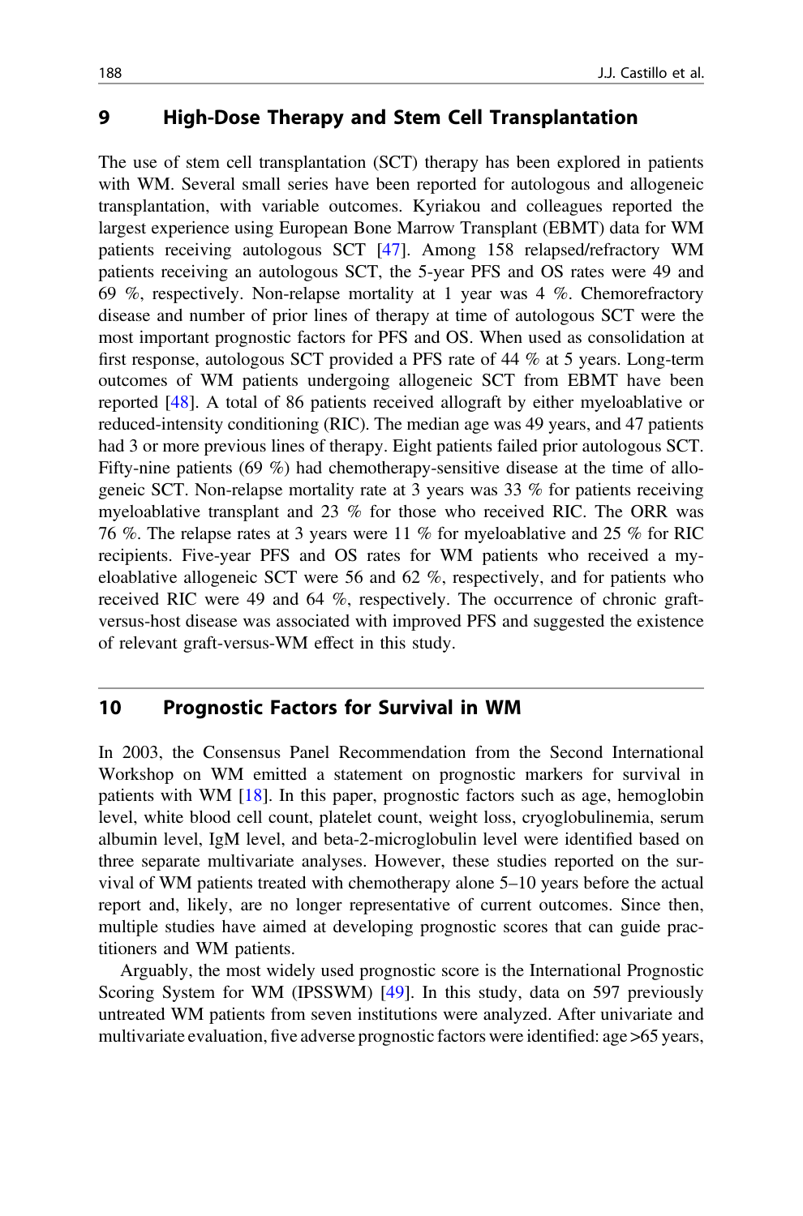## 9 High-Dose Therapy and Stem Cell Transplantation

The use of stem cell transplantation (SCT) therapy has been explored in patients with WM. Several small series have been reported for autologous and allogeneic transplantation, with variable outcomes. Kyriakou and colleagues reported the largest experience using European Bone Marrow Transplant (EBMT) data for WM patients receiving autologous SCT [47]. Among 158 relapsed/refractory WM patients receiving an autologous SCT, the 5-year PFS and OS rates were 49 and 69 %, respectively. Non-relapse mortality at 1 year was 4 %. Chemorefractory disease and number of prior lines of therapy at time of autologous SCT were the most important prognostic factors for PFS and OS. When used as consolidation at first response, autologous SCT provided a PFS rate of 44 % at 5 years. Long-term outcomes of WM patients undergoing allogeneic SCT from EBMT have been reported [48]. A total of 86 patients received allograft by either myeloablative or reduced-intensity conditioning (RIC). The median age was 49 years, and 47 patients had 3 or more previous lines of therapy. Eight patients failed prior autologous SCT. Fifty-nine patients (69 %) had chemotherapy-sensitive disease at the time of allogeneic SCT. Non-relapse mortality rate at 3 years was 33 % for patients receiving myeloablative transplant and 23 % for those who received RIC. The ORR was 76 %. The relapse rates at 3 years were 11 % for myeloablative and 25 % for RIC recipients. Five-year PFS and OS rates for WM patients who received a myeloablative allogeneic SCT were 56 and 62 %, respectively, and for patients who received RIC were 49 and 64 %, respectively. The occurrence of chronic graft-versus-host disease was associated with improved PFS and suggested the existence of relevant graft-versus-WM effect in this study.

## 10 Prognostic Factors for Survival in WM

In 2003, the Consensus Panel Recommendation from the Second International Workshop on WM emitted a statement on prognostic markers for survival in patients with WM [18]. In this paper, prognostic factors such as age, hemoglobin level, white blood cell count, platelet count, weight loss, cryoglobulinemia, serum albumin level, IgM level, and beta-2-microglobulin level were identified based on three separate multivariate analyses. However, these studies reported on the survival of WM patients treated with chemotherapy alone 5–10 years before the actual report and, likely, are no longer representative of current outcomes. Since then, multiple studies have aimed at developing prognostic scores that can guide practitioners and WM patients.

Arguably, the most widely used prognostic score is the International Prognostic Scoring System for WM (IPSSWM) [49]. In this study, data on 597 previously untreated WM patients from seven institutions were analyzed. After univariate and multivariate evaluation, five adverse prognostic factors were identified: age >65 years,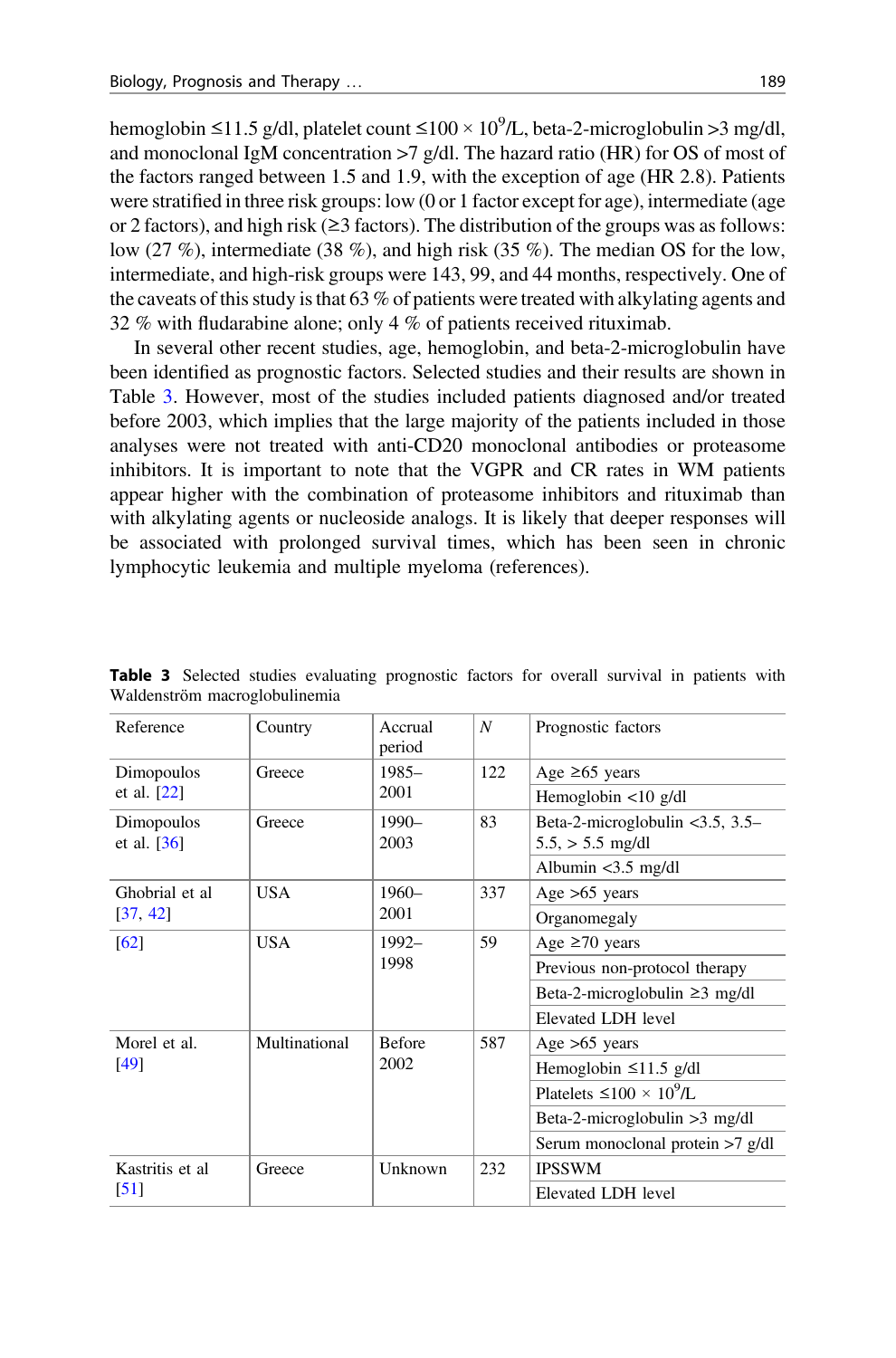hemoglobin ≤11.5 g/dl, platelet count ≤100 × $10^9$/L, beta-2-microglobulin >3 mg/dl, and monoclonal IgM concentration >7 g/dl. The hazard ratio (HR) for OS of most of the factors ranged between 1.5 and 1.9, with the exception of age (HR 2.8). Patients were stratified in three risk groups: low (0 or 1 factor except for age), intermediate (age or 2 factors), and high risk (≥3 factors). The distribution of the groups was as follows: low (27 %), intermediate (38 %), and high risk (35 %). The median OS for the low, intermediate, and high-risk groups were 143, 99, and 44 months, respectively. One of the caveats of this study is that 63 % of patients were treated with alkylating agents and 32 % with fludarabine alone; only 4 % of patients received rituximab.

In several other recent studies, age, hemoglobin, and beta-2-microglobulin have been identified as prognostic factors. Selected studies and their results are shown in Table 3. However, most of the studies included patients diagnosed and/or treated before 2003, which implies that the large majority of the patients included in those analyses were not treated with anti-CD20 monoclonal antibodies or proteasome inhibitors. It is important to note that the VGPR and CR rates in WM patients appear higher with the combination of proteasome inhibitors and rituximab than with alkylating agents or nucleoside analogs. It is likely that deeper responses will be associated with prolonged survival times, which has been seen in chronic lymphocytic leukemia and multiple myeloma (references).

**Table 3** Selected studies evaluating prognostic factors for overall survival in patients with Waldenström macroglobulinemia

| Reference | Country | Accrual period | *N* | Prognostic factors |
|---|---|---|---|---|
| Dimopoulos et al. [22] | Greece | 1985–2001 | 122 | Age ≥65 years |
| | | | | Hemoglobin <10 g/dl |
| Dimopoulos et al. [36] | Greece | 1990–2003 | 83 | Beta-2-microglobulin <3.5, 3.5–5.5, > 5.5 mg/dl |
| | | | | Albumin <3.5 mg/dl |
| Ghobrial et al [37, 42] | USA | 1960–2001 | 337 | Age >65 years |
| | | | | Organomegaly |
| [62] | USA | 1992–1998 | 59 | Age ≥70 years |
| | | | | Previous non-protocol therapy |
| | | | | Beta-2-microglobulin ≥3 mg/dl |
| | | | | Elevated LDH level |
| Morel et al. [49] | Multinational | Before 2002 | 587 | Age >65 years |
| | | | | Hemoglobin ≤11.5 g/dl |
| | | | | Platelets ≤100 × $10^9$/L |
| | | | | Beta-2-microglobulin >3 mg/dl |
| | | | | Serum monoclonal protein >7 g/dl |
| Kastritis et al [51] | Greece | Unknown | 232 | IPSSWM |
| | | | | Elevated LDH level |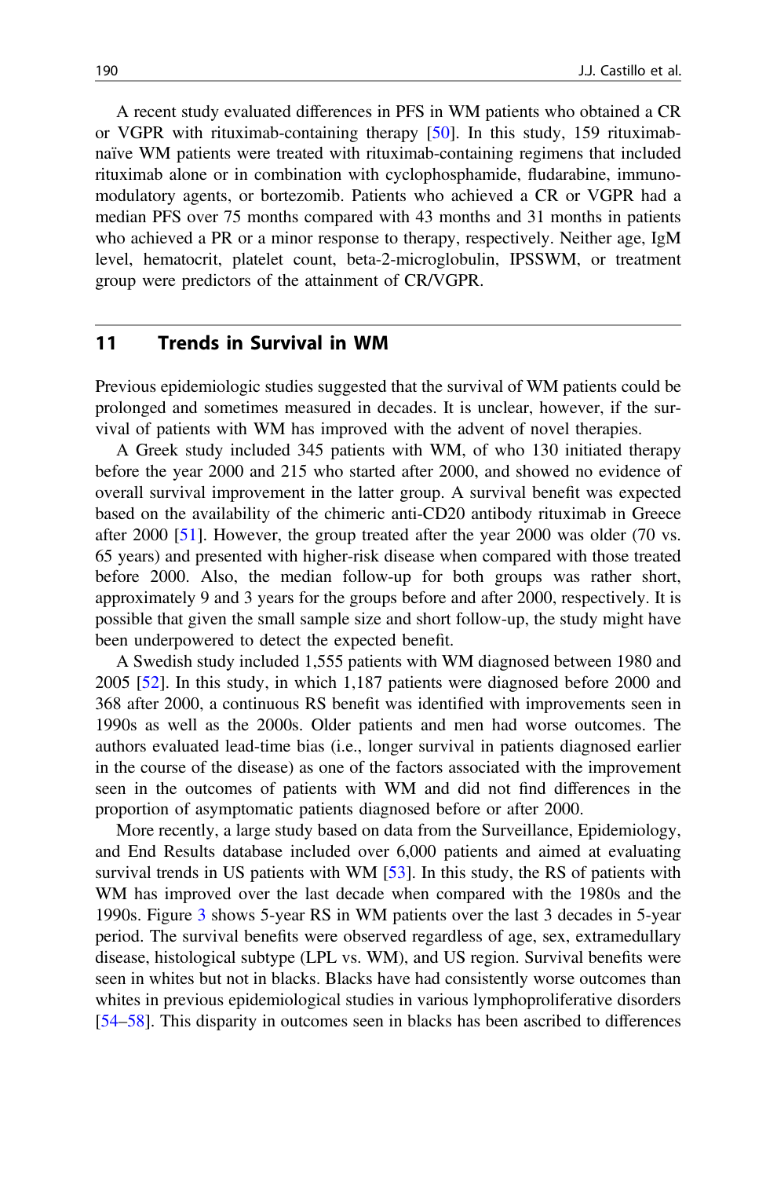A recent study evaluated differences in PFS in WM patients who obtained a CR or VGPR with rituximab-containing therapy [50]. In this study, 159 rituximab-naïve WM patients were treated with rituximab-containing regimens that included rituximab alone or in combination with cyclophosphamide, fludarabine, immunomodulatory agents, or bortezomib. Patients who achieved a CR or VGPR had a median PFS over 75 months compared with 43 months and 31 months in patients who achieved a PR or a minor response to therapy, respectively. Neither age, IgM level, hematocrit, platelet count, beta-2-microglobulin, IPSSWM, or treatment group were predictors of the attainment of CR/VGPR.

## 11 Trends in Survival in WM

Previous epidemiologic studies suggested that the survival of WM patients could be prolonged and sometimes measured in decades. It is unclear, however, if the survival of patients with WM has improved with the advent of novel therapies.

A Greek study included 345 patients with WM, of who 130 initiated therapy before the year 2000 and 215 who started after 2000, and showed no evidence of overall survival improvement in the latter group. A survival benefit was expected based on the availability of the chimeric anti-CD20 antibody rituximab in Greece after 2000 [51]. However, the group treated after the year 2000 was older (70 vs. 65 years) and presented with higher-risk disease when compared with those treated before 2000. Also, the median follow-up for both groups was rather short, approximately 9 and 3 years for the groups before and after 2000, respectively. It is possible that given the small sample size and short follow-up, the study might have been underpowered to detect the expected benefit.

A Swedish study included 1,555 patients with WM diagnosed between 1980 and 2005 [52]. In this study, in which 1,187 patients were diagnosed before 2000 and 368 after 2000, a continuous RS benefit was identified with improvements seen in 1990s as well as the 2000s. Older patients and men had worse outcomes. The authors evaluated lead-time bias (i.e., longer survival in patients diagnosed earlier in the course of the disease) as one of the factors associated with the improvement seen in the outcomes of patients with WM and did not find differences in the proportion of asymptomatic patients diagnosed before or after 2000.

More recently, a large study based on data from the Surveillance, Epidemiology, and End Results database included over 6,000 patients and aimed at evaluating survival trends in US patients with WM [53]. In this study, the RS of patients with WM has improved over the last decade when compared with the 1980s and the 1990s. Figure 3 shows 5-year RS in WM patients over the last 3 decades in 5-year period. The survival benefits were observed regardless of age, sex, extramedullary disease, histological subtype (LPL vs. WM), and US region. Survival benefits were seen in whites but not in blacks. Blacks have had consistently worse outcomes than whites in previous epidemiological studies in various lymphoproliferative disorders [54–58]. This disparity in outcomes seen in blacks has been ascribed to differences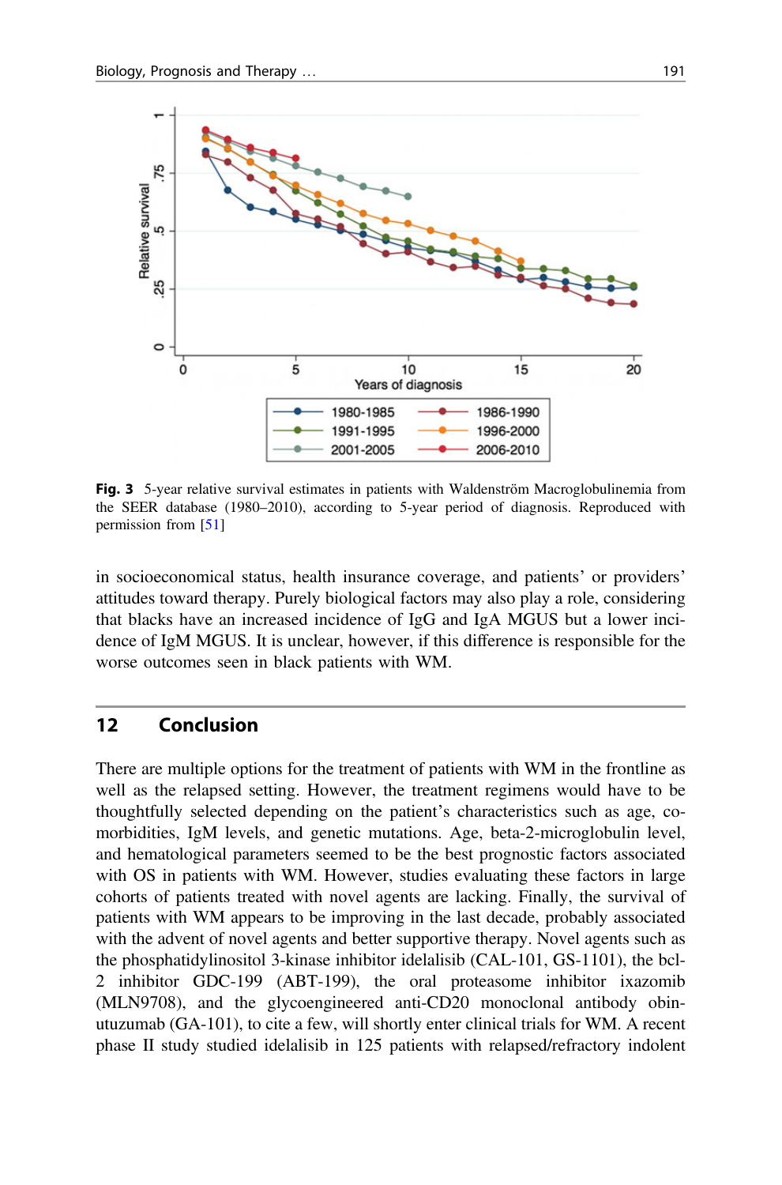**Fig. 3** 5-year relative survival estimates in patients with Waldenström Macroglobulinemia from the SEER database (1980–2010), according to 5-year period of diagnosis. Reproduced with permission from [51]

in socioeconomical status, health insurance coverage, and patients' or providers' attitudes toward therapy. Purely biological factors may also play a role, considering that blacks have an increased incidence of IgG and IgA MGUS but a lower incidence of IgM MGUS. It is unclear, however, if this difference is responsible for the worse outcomes seen in black patients with WM.

## 12 Conclusion

There are multiple options for the treatment of patients with WM in the frontline as well as the relapsed setting. However, the treatment regimens would have to be thoughtfully selected depending on the patient's characteristics such as age, co-morbidities, IgM levels, and genetic mutations. Age, beta-2-microglobulin level, and hematological parameters seemed to be the best prognostic factors associated with OS in patients with WM. However, studies evaluating these factors in large cohorts of patients treated with novel agents are lacking. Finally, the survival of patients with WM appears to be improving in the last decade, probably associated with the advent of novel agents and better supportive therapy. Novel agents such as the phosphatidylinositol 3-kinase inhibitor idelalisib (CAL-101, GS-1101), the bcl-2 inhibitor GDC-199 (ABT-199), the oral proteasome inhibitor ixazomib (MLN9708), and the glycoengineered anti-CD20 monoclonal antibody obinutuzumab (GA-101), to cite a few, will shortly enter clinical trials for WM. A recent phase II study studied idelalisib in 125 patients with relapsed/refractory indolent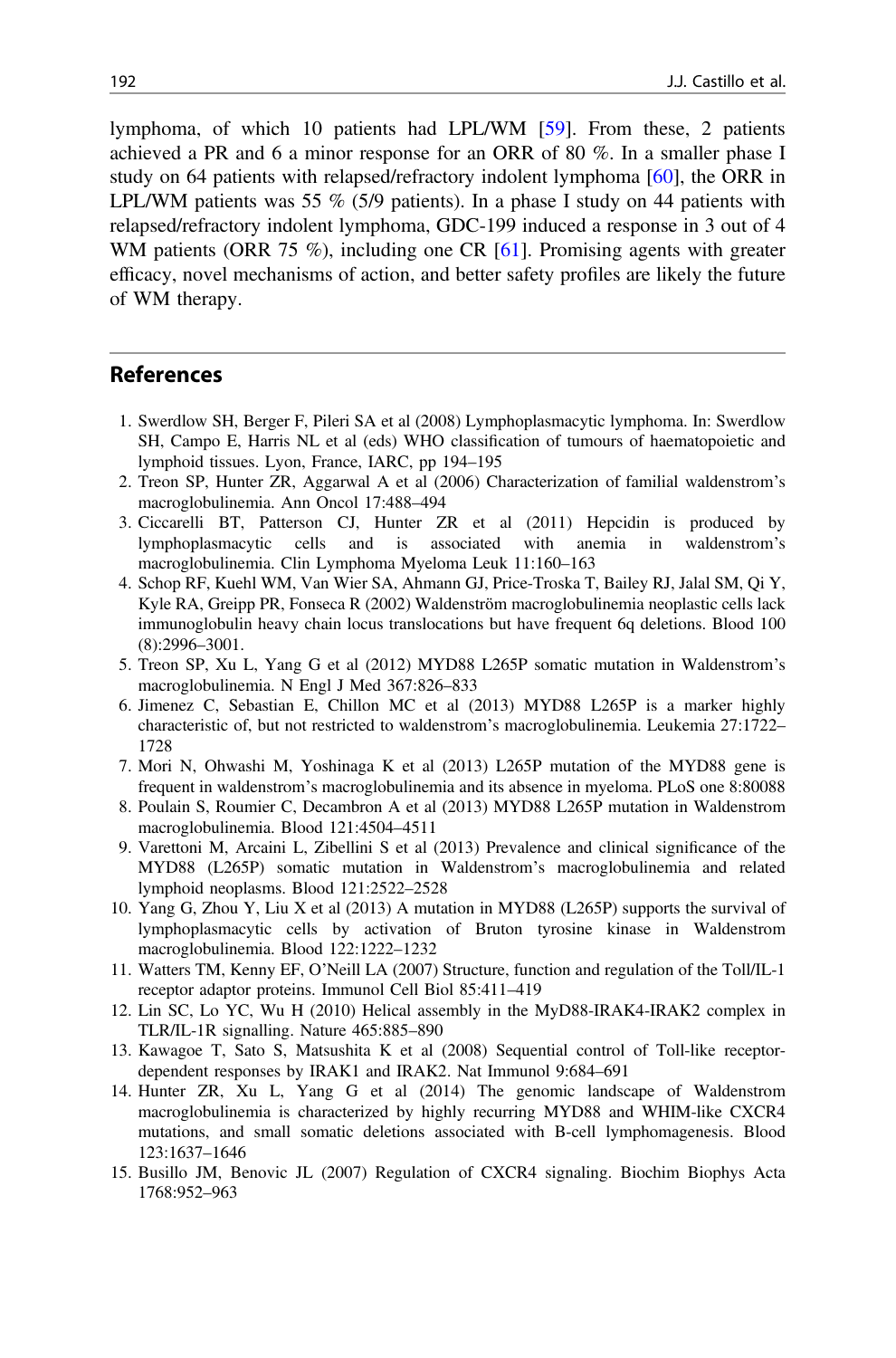lymphoma, of which 10 patients had LPL/WM [59]. From these, 2 patients achieved a PR and 6 a minor response for an ORR of 80 %. In a smaller phase I study on 64 patients with relapsed/refractory indolent lymphoma [60], the ORR in LPL/WM patients was 55 % (5/9 patients). In a phase I study on 44 patients with relapsed/refractory indolent lymphoma, GDC-199 induced a response in 3 out of 4 WM patients (ORR 75 %), including one CR [61]. Promising agents with greater efficacy, novel mechanisms of action, and better safety profiles are likely the future of WM therapy.

## References

1. Swerdlow SH, Berger F, Pileri SA et al (2008) Lymphoplasmacytic lymphoma. In: Swerdlow SH, Campo E, Harris NL et al (eds) WHO classification of tumours of haematopoietic and lymphoid tissues. Lyon, France, IARC, pp 194–195
2. Treon SP, Hunter ZR, Aggarwal A et al (2006) Characterization of familial waldenstrom's macroglobulinemia. Ann Oncol 17:488–494
3. Ciccarelli BT, Patterson CJ, Hunter ZR et al (2011) Hepcidin is produced by lymphoplasmacytic cells and is associated with anemia in waldenstrom's macroglobulinemia. Clin Lymphoma Myeloma Leuk 11:160–163
4. Schop RF, Kuehl WM, Van Wier SA, Ahmann GJ, Price-Troska T, Bailey RJ, Jalal SM, Qi Y, Kyle RA, Greipp PR, Fonseca R (2002) Waldenström macroglobulinemia neoplastic cells lack immunoglobulin heavy chain locus translocations but have frequent 6q deletions. Blood 100 (8):2996–3001.
5. Treon SP, Xu L, Yang G et al (2012) MYD88 L265P somatic mutation in Waldenstrom's macroglobulinemia. N Engl J Med 367:826–833
6. Jimenez C, Sebastian E, Chillon MC et al (2013) MYD88 L265P is a marker highly characteristic of, but not restricted to waldenstrom's macroglobulinemia. Leukemia 27:1722–1728
7. Mori N, Ohwashi M, Yoshinaga K et al (2013) L265P mutation of the MYD88 gene is frequent in waldenstrom's macroglobulinemia and its absence in myeloma. PLoS one 8:80088
8. Poulain S, Roumier C, Decambron A et al (2013) MYD88 L265P mutation in Waldenstrom macroglobulinemia. Blood 121:4504–4511
9. Varettoni M, Arcaini L, Zibellini S et al (2013) Prevalence and clinical significance of the MYD88 (L265P) somatic mutation in Waldenstrom's macroglobulinemia and related lymphoid neoplasms. Blood 121:2522–2528
10. Yang G, Zhou Y, Liu X et al (2013) A mutation in MYD88 (L265P) supports the survival of lymphoplasmacytic cells by activation of Bruton tyrosine kinase in Waldenstrom macroglobulinemia. Blood 122:1222–1232
11. Watters TM, Kenny EF, O'Neill LA (2007) Structure, function and regulation of the Toll/IL-1 receptor adaptor proteins. Immunol Cell Biol 85:411–419
12. Lin SC, Lo YC, Wu H (2010) Helical assembly in the MyD88-IRAK4-IRAK2 complex in TLR/IL-1R signalling. Nature 465:885–890
13. Kawagoe T, Sato S, Matsushita K et al (2008) Sequential control of Toll-like receptor-dependent responses by IRAK1 and IRAK2. Nat Immunol 9:684–691
14. Hunter ZR, Xu L, Yang G et al (2014) The genomic landscape of Waldenstrom macroglobulinemia is characterized by highly recurring MYD88 and WHIM-like CXCR4 mutations, and small somatic deletions associated with B-cell lymphomagenesis. Blood 123:1637–1646
15. Busillo JM, Benovic JL (2007) Regulation of CXCR4 signaling. Biochim Biophys Acta 1768:952–963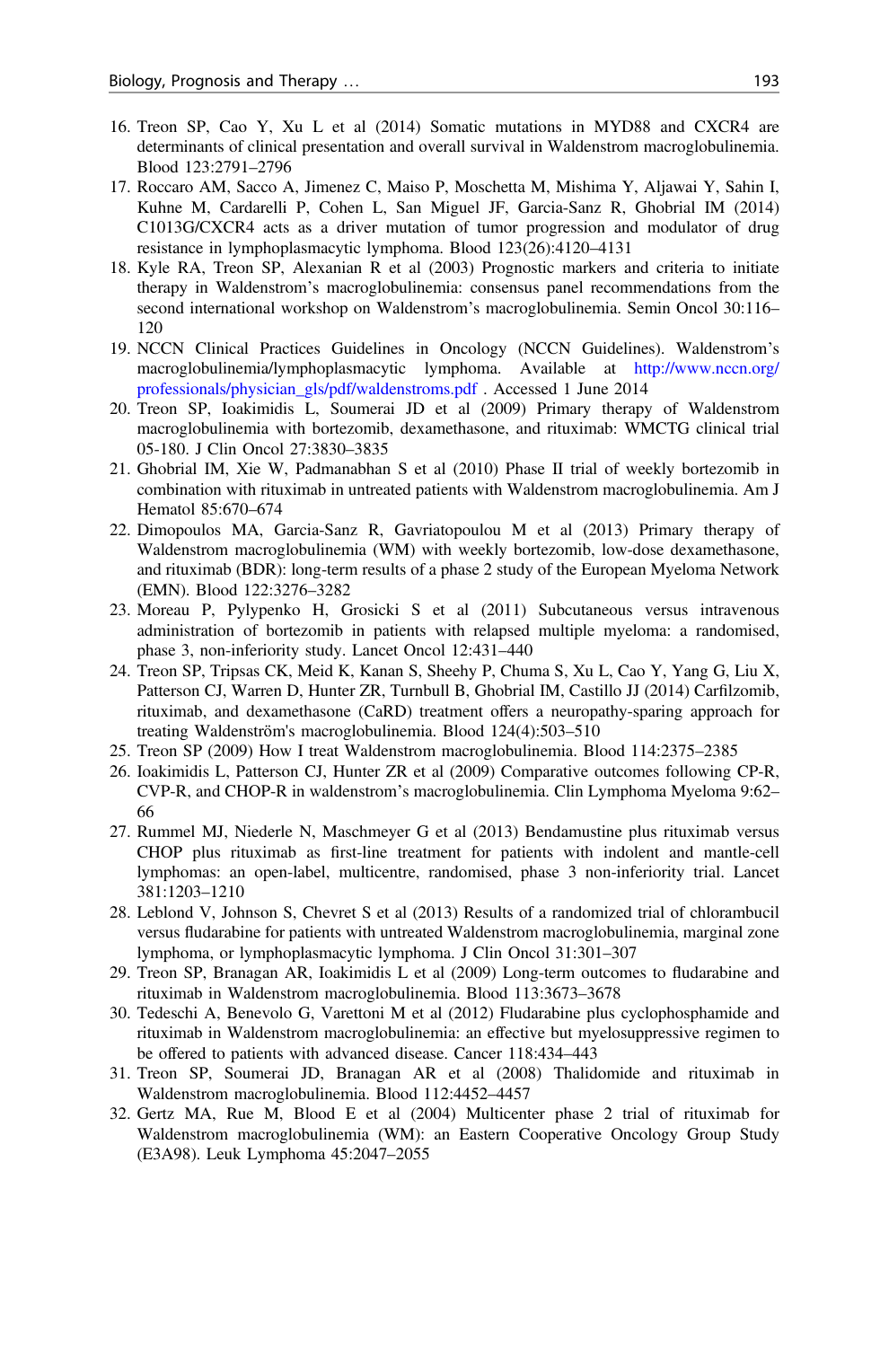16. Treon SP, Cao Y, Xu L et al (2014) Somatic mutations in MYD88 and CXCR4 are determinants of clinical presentation and overall survival in Waldenstrom macroglobulinemia. Blood 123:2791–2796
17. Roccaro AM, Sacco A, Jimenez C, Maiso P, Moschetta M, Mishima Y, Aljawai Y, Sahin I, Kuhne M, Cardarelli P, Cohen L, San Miguel JF, Garcia-Sanz R, Ghobrial IM (2014) C1013G/CXCR4 acts as a driver mutation of tumor progression and modulator of drug resistance in lymphoplasmacytic lymphoma. Blood 123(26):4120–4131
18. Kyle RA, Treon SP, Alexanian R et al (2003) Prognostic markers and criteria to initiate therapy in Waldenstrom's macroglobulinemia: consensus panel recommendations from the second international workshop on Waldenstrom's macroglobulinemia. Semin Oncol 30:116–120
19. NCCN Clinical Practices Guidelines in Oncology (NCCN Guidelines). Waldenstrom's macroglobulinemia/lymphoplasmacytic lymphoma. Available at http://www.nccn.org/professionals/physician_gls/pdf/waldenstroms.pdf . Accessed 1 June 2014
20. Treon SP, Ioakimidis L, Soumerai JD et al (2009) Primary therapy of Waldenstrom macroglobulinemia with bortezomib, dexamethasone, and rituximab: WMCTG clinical trial 05-180. J Clin Oncol 27:3830–3835
21. Ghobrial IM, Xie W, Padmanabhan S et al (2010) Phase II trial of weekly bortezomib in combination with rituximab in untreated patients with Waldenstrom macroglobulinemia. Am J Hematol 85:670–674
22. Dimopoulos MA, Garcia-Sanz R, Gavriatopoulou M et al (2013) Primary therapy of Waldenstrom macroglobulinemia (WM) with weekly bortezomib, low-dose dexamethasone, and rituximab (BDR): long-term results of a phase 2 study of the European Myeloma Network (EMN). Blood 122:3276–3282
23. Moreau P, Pylypenko H, Grosicki S et al (2011) Subcutaneous versus intravenous administration of bortezomib in patients with relapsed multiple myeloma: a randomised, phase 3, non-inferiority study. Lancet Oncol 12:431–440
24. Treon SP, Tripsas CK, Meid K, Kanan S, Sheehy P, Chuma S, Xu L, Cao Y, Yang G, Liu X, Patterson CJ, Warren D, Hunter ZR, Turnbull B, Ghobrial IM, Castillo JJ (2014) Carfilzomib, rituximab, and dexamethasone (CaRD) treatment offers a neuropathy-sparing approach for treating Waldenström's macroglobulinemia. Blood 124(4):503–510
25. Treon SP (2009) How I treat Waldenstrom macroglobulinemia. Blood 114:2375–2385
26. Ioakimidis L, Patterson CJ, Hunter ZR et al (2009) Comparative outcomes following CP-R, CVP-R, and CHOP-R in waldenstrom's macroglobulinemia. Clin Lymphoma Myeloma 9:62–66
27. Rummel MJ, Niederle N, Maschmeyer G et al (2013) Bendamustine plus rituximab versus CHOP plus rituximab as first-line treatment for patients with indolent and mantle-cell lymphomas: an open-label, multicentre, randomised, phase 3 non-inferiority trial. Lancet 381:1203–1210
28. Leblond V, Johnson S, Chevret S et al (2013) Results of a randomized trial of chlorambucil versus fludarabine for patients with untreated Waldenstrom macroglobulinemia, marginal zone lymphoma, or lymphoplasmacytic lymphoma. J Clin Oncol 31:301–307
29. Treon SP, Branagan AR, Ioakimidis L et al (2009) Long-term outcomes to fludarabine and rituximab in Waldenstrom macroglobulinemia. Blood 113:3673–3678
30. Tedeschi A, Benevolo G, Varettoni M et al (2012) Fludarabine plus cyclophosphamide and rituximab in Waldenstrom macroglobulinemia: an effective but myelosuppressive regimen to be offered to patients with advanced disease. Cancer 118:434–443
31. Treon SP, Soumerai JD, Branagan AR et al (2008) Thalidomide and rituximab in Waldenstrom macroglobulinemia. Blood 112:4452–4457
32. Gertz MA, Rue M, Blood E et al (2004) Multicenter phase 2 trial of rituximab for Waldenstrom macroglobulinemia (WM): an Eastern Cooperative Oncology Group Study (E3A98). Leuk Lymphoma 45:2047–2055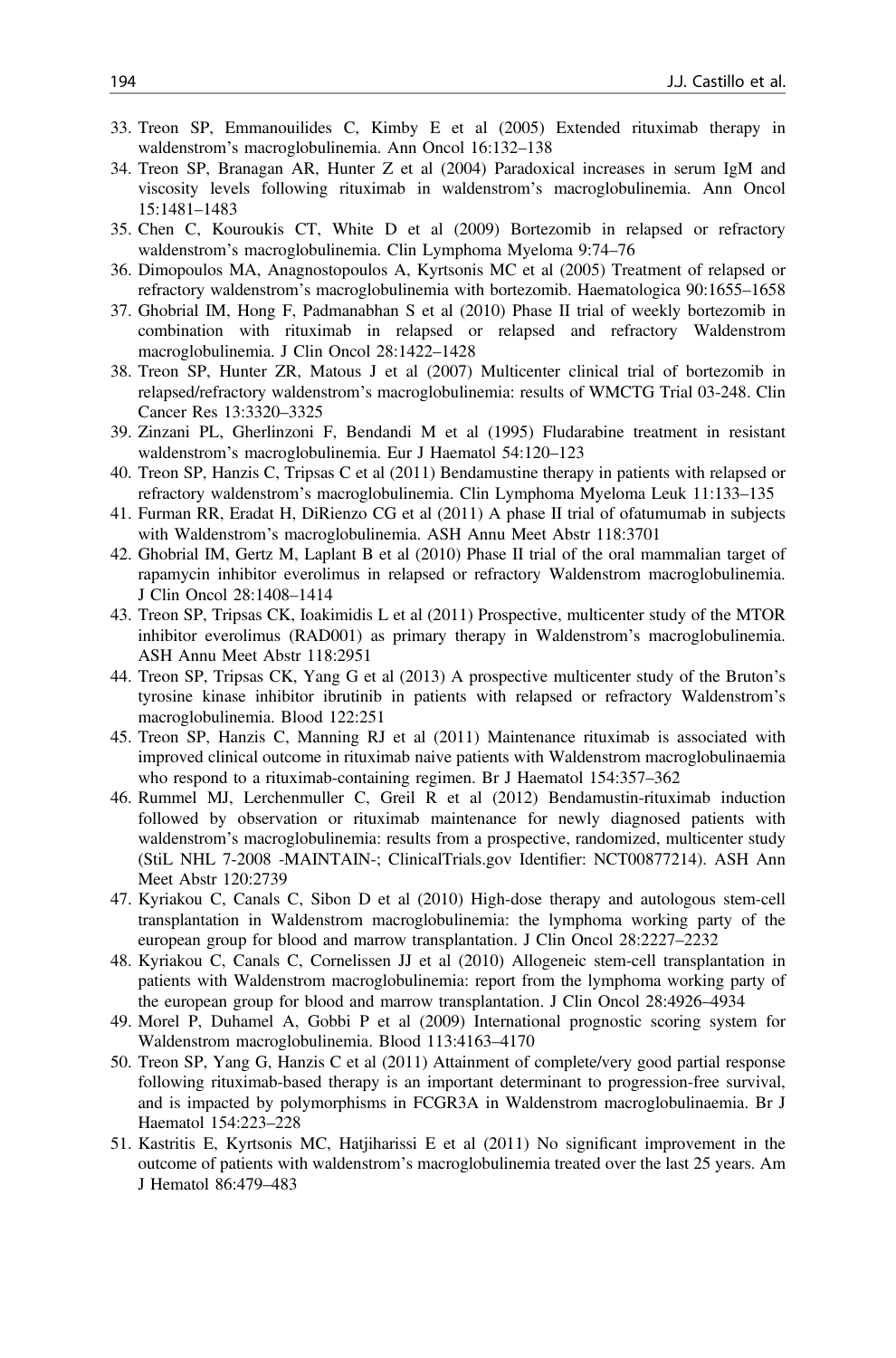33. Treon SP, Emmanouilides C, Kimby E et al (2005) Extended rituximab therapy in waldenstrom's macroglobulinemia. Ann Oncol 16:132–138
34. Treon SP, Branagan AR, Hunter Z et al (2004) Paradoxical increases in serum IgM and viscosity levels following rituximab in waldenstrom's macroglobulinemia. Ann Oncol 15:1481–1483
35. Chen C, Kouroukis CT, White D et al (2009) Bortezomib in relapsed or refractory waldenstrom's macroglobulinemia. Clin Lymphoma Myeloma 9:74–76
36. Dimopoulos MA, Anagnostopoulos A, Kyrtsonis MC et al (2005) Treatment of relapsed or refractory waldenstrom's macroglobulinemia with bortezomib. Haematologica 90:1655–1658
37. Ghobrial IM, Hong F, Padmanabhan S et al (2010) Phase II trial of weekly bortezomib in combination with rituximab in relapsed or relapsed and refractory Waldenstrom macroglobulinemia. J Clin Oncol 28:1422–1428
38. Treon SP, Hunter ZR, Matous J et al (2007) Multicenter clinical trial of bortezomib in relapsed/refractory waldenstrom's macroglobulinemia: results of WMCTG Trial 03-248. Clin Cancer Res 13:3320–3325
39. Zinzani PL, Gherlinzoni F, Bendandi M et al (1995) Fludarabine treatment in resistant waldenstrom's macroglobulinemia. Eur J Haematol 54:120–123
40. Treon SP, Hanzis C, Tripsas C et al (2011) Bendamustine therapy in patients with relapsed or refractory waldenstrom's macroglobulinemia. Clin Lymphoma Myeloma Leuk 11:133–135
41. Furman RR, Eradat H, DiRienzo CG et al (2011) A phase II trial of ofatumumab in subjects with Waldenstrom's macroglobulinemia. ASH Annu Meet Abstr 118:3701
42. Ghobrial IM, Gertz M, Laplant B et al (2010) Phase II trial of the oral mammalian target of rapamycin inhibitor everolimus in relapsed or refractory Waldenstrom macroglobulinemia. J Clin Oncol 28:1408–1414
43. Treon SP, Tripsas CK, Ioakimidis L et al (2011) Prospective, multicenter study of the MTOR inhibitor everolimus (RAD001) as primary therapy in Waldenstrom's macroglobulinemia. ASH Annu Meet Abstr 118:2951
44. Treon SP, Tripsas CK, Yang G et al (2013) A prospective multicenter study of the Bruton's tyrosine kinase inhibitor ibrutinib in patients with relapsed or refractory Waldenstrom's macroglobulinemia. Blood 122:251
45. Treon SP, Hanzis C, Manning RJ et al (2011) Maintenance rituximab is associated with improved clinical outcome in rituximab naive patients with Waldenstrom macroglobulinaemia who respond to a rituximab-containing regimen. Br J Haematol 154:357–362
46. Rummel MJ, Lerchenmuller C, Greil R et al (2012) Bendamustin-rituximab induction followed by observation or rituximab maintenance for newly diagnosed patients with waldenstrom's macroglobulinemia: results from a prospective, randomized, multicenter study (StiL NHL 7-2008 -MAINTAIN-; ClinicalTrials.gov Identifier: NCT00877214). ASH Ann Meet Abstr 120:2739
47. Kyriakou C, Canals C, Sibon D et al (2010) High-dose therapy and autologous stem-cell transplantation in Waldenstrom macroglobulinemia: the lymphoma working party of the european group for blood and marrow transplantation. J Clin Oncol 28:2227–2232
48. Kyriakou C, Canals C, Cornelissen JJ et al (2010) Allogeneic stem-cell transplantation in patients with Waldenstrom macroglobulinemia: report from the lymphoma working party of the european group for blood and marrow transplantation. J Clin Oncol 28:4926–4934
49. Morel P, Duhamel A, Gobbi P et al (2009) International prognostic scoring system for Waldenstrom macroglobulinemia. Blood 113:4163–4170
50. Treon SP, Yang G, Hanzis C et al (2011) Attainment of complete/very good partial response following rituximab-based therapy is an important determinant to progression-free survival, and is impacted by polymorphisms in FCGR3A in Waldenstrom macroglobulinaemia. Br J Haematol 154:223–228
51. Kastritis E, Kyrtsonis MC, Hatjiharissi E et al (2011) No significant improvement in the outcome of patients with waldenstrom's macroglobulinemia treated over the last 25 years. Am J Hematol 86:479–483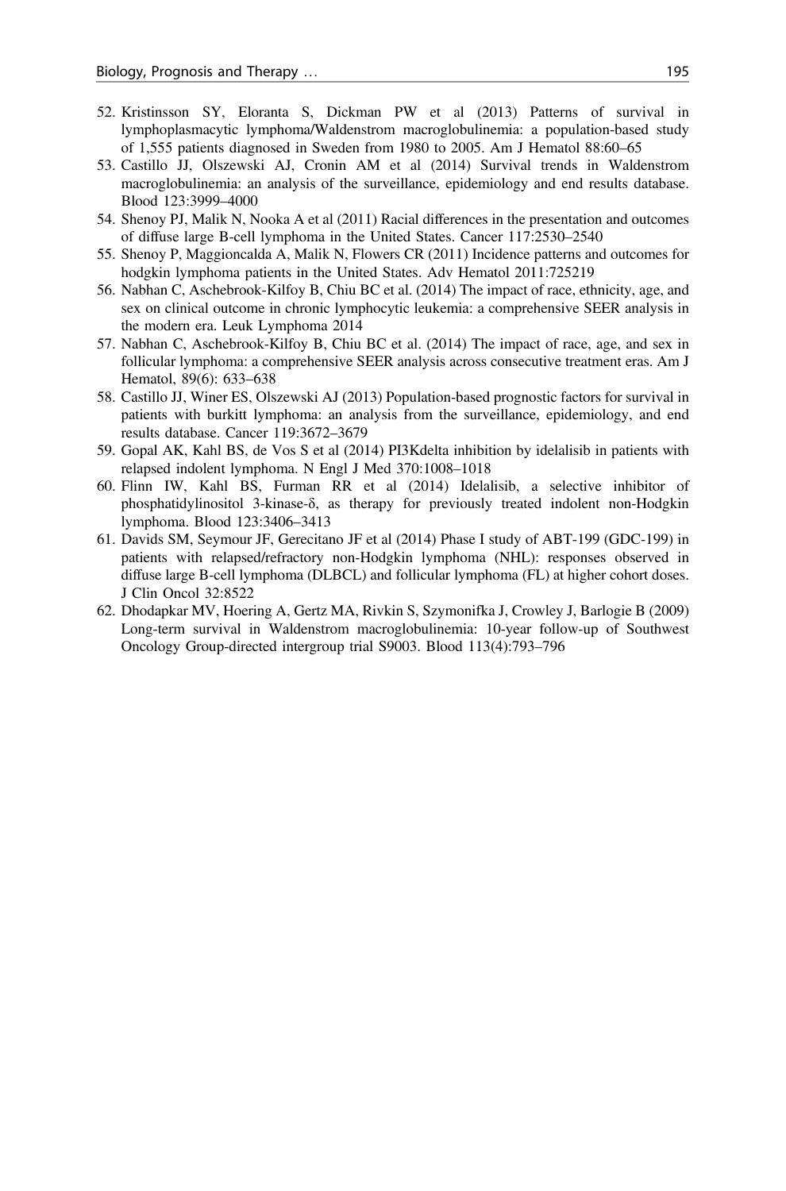52. Kristinsson SY, Eloranta S, Dickman PW et al (2013) Patterns of survival in lymphoplasmacytic lymphoma/Waldenstrom macroglobulinemia: a population-based study of 1,555 patients diagnosed in Sweden from 1980 to 2005. Am J Hematol 88:60–65
53. Castillo JJ, Olszewski AJ, Cronin AM et al (2014) Survival trends in Waldenstrom macroglobulinemia: an analysis of the surveillance, epidemiology and end results database. Blood 123:3999–4000
54. Shenoy PJ, Malik N, Nooka A et al (2011) Racial differences in the presentation and outcomes of diffuse large B-cell lymphoma in the United States. Cancer 117:2530–2540
55. Shenoy P, Maggioncalda A, Malik N, Flowers CR (2011) Incidence patterns and outcomes for hodgkin lymphoma patients in the United States. Adv Hematol 2011:725219
56. Nabhan C, Aschebrook-Kilfoy B, Chiu BC et al. (2014) The impact of race, ethnicity, age, and sex on clinical outcome in chronic lymphocytic leukemia: a comprehensive SEER analysis in the modern era. Leuk Lymphoma 2014
57. Nabhan C, Aschebrook-Kilfoy B, Chiu BC et al. (2014) The impact of race, age, and sex in follicular lymphoma: a comprehensive SEER analysis across consecutive treatment eras. Am J Hematol, 89(6): 633–638
58. Castillo JJ, Winer ES, Olszewski AJ (2013) Population-based prognostic factors for survival in patients with burkitt lymphoma: an analysis from the surveillance, epidemiology, and end results database. Cancer 119:3672–3679
59. Gopal AK, Kahl BS, de Vos S et al (2014) PI3Kdelta inhibition by idelalisib in patients with relapsed indolent lymphoma. N Engl J Med 370:1008–1018
60. Flinn IW, Kahl BS, Furman RR et al (2014) Idelalisib, a selective inhibitor of phosphatidylinositol 3-kinase-δ, as therapy for previously treated indolent non-Hodgkin lymphoma. Blood 123:3406–3413
61. Davids SM, Seymour JF, Gerecitano JF et al (2014) Phase I study of ABT-199 (GDC-199) in patients with relapsed/refractory non-Hodgkin lymphoma (NHL): responses observed in diffuse large B-cell lymphoma (DLBCL) and follicular lymphoma (FL) at higher cohort doses. J Clin Oncol 32:8522
62. Dhodapkar MV, Hoering A, Gertz MA, Rivkin S, Szymonifka J, Crowley J, Barlogie B (2009) Long-term survival in Waldenstrom macroglobulinemia: 10-year follow-up of Southwest Oncology Group-directed intergroup trial S9003. Blood 113(4):793–796